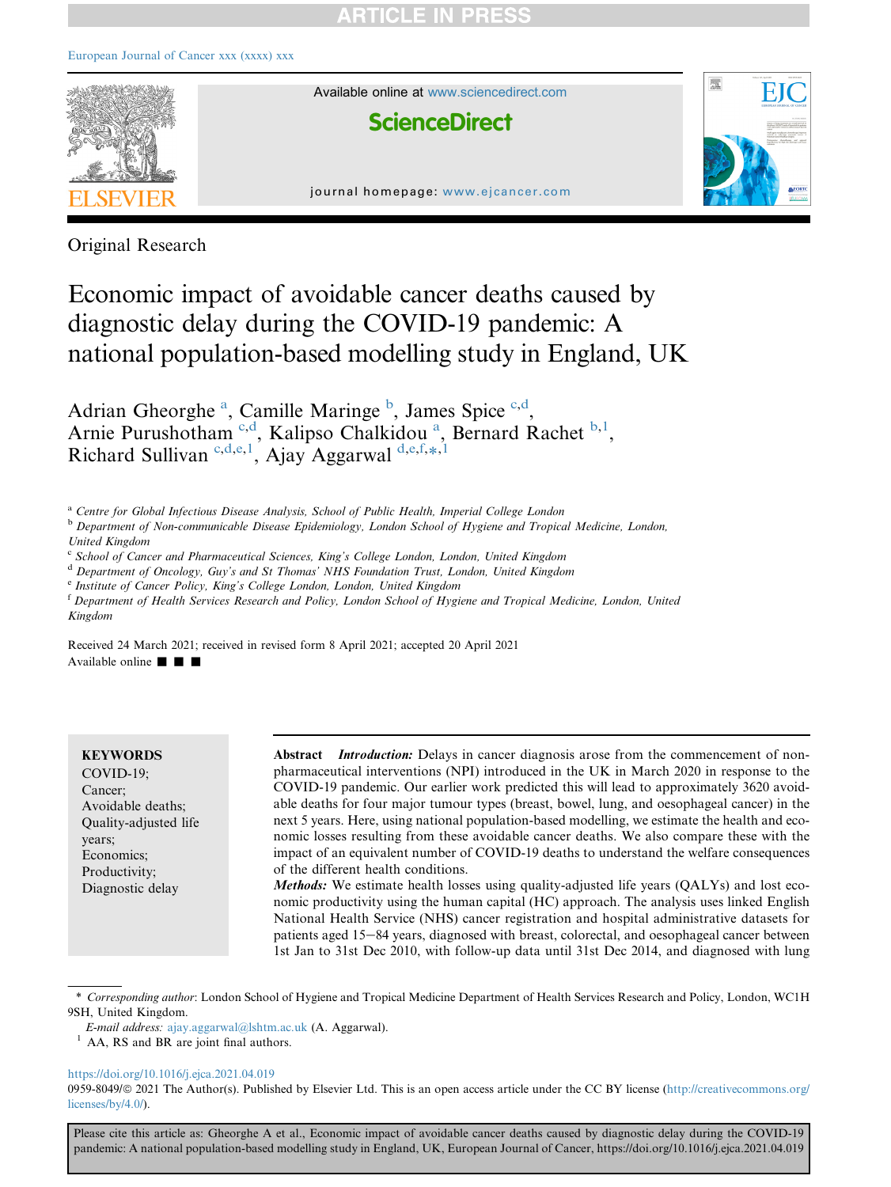ARTICLE IN PRESS

Available online at www.sciencedirect.com

ScienceDirect

journal homepage: www.ejcancer.com

Original Research

# Economic impact of avoidable cancer deaths caused by diagnostic delay during the COVID-19 pandemic: A national population-based modelling study in England, UK

Adrian Gheorghe [a], Camille Maringe [b], James Spice [c,d], Arnie Purushotham [c,d], Kalipso Chalkidou [a], Bernard Rachet [b,1], Richard Sullivan [c,d,e,1], Ajay Aggarwal [d,e,f,*,1]

[a] Centre for Global Infectious Disease Analysis, School of Public Health, Imperial College London

[b] Department of Non-communicable Disease Epidemiology, London School of Hygiene and Tropical Medicine, London, United Kingdom

[c] School of Cancer and Pharmaceutical Sciences, King's College London, London, United Kingdom

[d] Department of Oncology, Guy's and St Thomas' NHS Foundation Trust, London, United Kingdom

[e] Institute of Cancer Policy, King's College London, London, United Kingdom

[f] Department of Health Services Research and Policy, London School of Hygiene and Tropical Medicine, London, United Kingdom

Received 24 March 2021; received in revised form 8 April 2021; accepted 20 April 2021

Available online ■ ■ ■

**KEYWORDS**
COVID-19;
Cancer;
Avoidable deaths;
Quality-adjusted life years;
Economics;
Productivity;
Diagnostic delay

**Abstract** *Introduction:* Delays in cancer diagnosis arose from the commencement of non-pharmaceutical interventions (NPI) introduced in the UK in March 2020 in response to the COVID-19 pandemic. Our earlier work predicted this will lead to approximately 3620 avoidable deaths for four major tumour types (breast, bowel, lung, and oesophageal cancer) in the next 5 years. Here, using national population-based modelling, we estimate the health and economic losses resulting from these avoidable cancer deaths. We also compare these with the impact of an equivalent number of COVID-19 deaths to understand the welfare consequences of the different health conditions.

*Methods:* We estimate health losses using quality-adjusted life years (QALYs) and lost economic productivity using the human capital (HC) approach. The analysis uses linked English National Health Service (NHS) cancer registration and hospital administrative datasets for patients aged 15–84 years, diagnosed with breast, colorectal, and oesophageal cancer between 1st Jan to 31st Dec 2010, with follow-up data until 31st Dec 2014, and diagnosed with lung

\* *Corresponding author*: London School of Hygiene and Tropical Medicine Department of Health Services Research and Policy, London, WC1H 9SH, United Kingdom.

*E-mail address:* ajay.aggarwal@lshtm.ac.uk (A. Aggarwal).

[1] AA, RS and BR are joint final authors.

https://doi.org/10.1016/j.ejca.2021.04.019

0959-8049/© 2021 The Author(s). Published by Elsevier Ltd. This is an open access article under the CC BY license (http://creativecommons.org/licenses/by/4.0/).

Please cite this article as: Gheorghe A et al., Economic impact of avoidable cancer deaths caused by diagnostic delay during the COVID-19 pandemic: A national population-based modelling study in England, UK, European Journal of Cancer, https://doi.org/10.1016/j.ejca.2021.04.019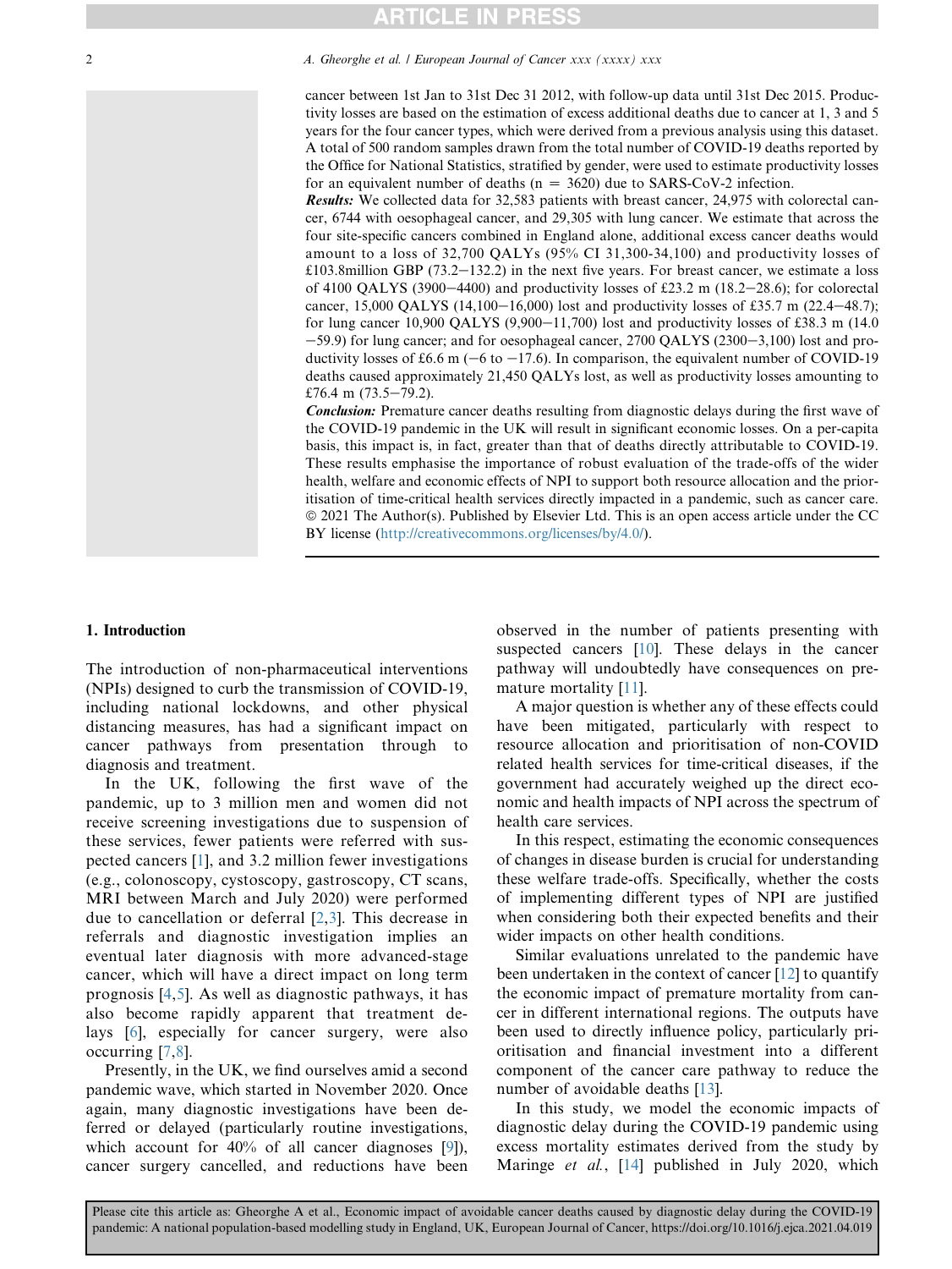cancer between 1st Jan to 31st Dec 31 2012, with follow-up data until 31st Dec 2015. Productivity losses are based on the estimation of excess additional deaths due to cancer at 1, 3 and 5 years for the four cancer types, which were derived from a previous analysis using this dataset. A total of 500 random samples drawn from the total number of COVID-19 deaths reported by the Office for National Statistics, stratified by gender, were used to estimate productivity losses for an equivalent number of deaths (n = 3620) due to SARS-CoV-2 infection.

***Results:*** We collected data for 32,583 patients with breast cancer, 24,975 with colorectal cancer, 6744 with oesophageal cancer, and 29,305 with lung cancer. We estimate that across the four site-specific cancers combined in England alone, additional excess cancer deaths would amount to a loss of 32,700 QALYs (95% CI 31,300-34,100) and productivity losses of £103.8million GBP (73.2−132.2) in the next five years. For breast cancer, we estimate a loss of 4100 QALYS (3900−4400) and productivity losses of £23.2 m (18.2−28.6); for colorectal cancer, 15,000 QALYS (14,100−16,000) lost and productivity losses of £35.7 m (22.4−48.7); for lung cancer 10,900 QALYS (9,900−11,700) lost and productivity losses of £38.3 m (14.0 −59.9) for lung cancer; and for oesophageal cancer, 2700 QALYS (2300−3,100) lost and productivity losses of £6.6 m (−6 to −17.6). In comparison, the equivalent number of COVID-19 deaths caused approximately 21,450 QALYs lost, as well as productivity losses amounting to £76.4 m (73.5−79.2).

***Conclusion:*** Premature cancer deaths resulting from diagnostic delays during the first wave of the COVID-19 pandemic in the UK will result in significant economic losses. On a per-capita basis, this impact is, in fact, greater than that of deaths directly attributable to COVID-19. These results emphasise the importance of robust evaluation of the trade-offs of the wider health, welfare and economic effects of NPI to support both resource allocation and the prioritisation of time-critical health services directly impacted in a pandemic, such as cancer care.
© 2021 The Author(s). Published by Elsevier Ltd. This is an open access article under the CC BY license (http://creativecommons.org/licenses/by/4.0/).

## 1. Introduction

The introduction of non-pharmaceutical interventions (NPIs) designed to curb the transmission of COVID-19, including national lockdowns, and other physical distancing measures, has had a significant impact on cancer pathways from presentation through to diagnosis and treatment.

In the UK, following the first wave of the pandemic, up to 3 million men and women did not receive screening investigations due to suspension of these services, fewer patients were referred with suspected cancers [1], and 3.2 million fewer investigations (e.g., colonoscopy, cystoscopy, gastroscopy, CT scans, MRI between March and July 2020) were performed due to cancellation or deferral [2,3]. This decrease in referrals and diagnostic investigation implies an eventual later diagnosis with more advanced-stage cancer, which will have a direct impact on long term prognosis [4,5]. As well as diagnostic pathways, it has also become rapidly apparent that treatment delays [6], especially for cancer surgery, were also occurring [7,8].

Presently, in the UK, we find ourselves amid a second pandemic wave, which started in November 2020. Once again, many diagnostic investigations have been deferred or delayed (particularly routine investigations, which account for 40% of all cancer diagnoses [9]), cancer surgery cancelled, and reductions have been observed in the number of patients presenting with suspected cancers [10]. These delays in the cancer pathway will undoubtedly have consequences on premature mortality [11].

A major question is whether any of these effects could have been mitigated, particularly with respect to resource allocation and prioritisation of non-COVID related health services for time-critical diseases, if the government had accurately weighed up the direct economic and health impacts of NPI across the spectrum of health care services.

In this respect, estimating the economic consequences of changes in disease burden is crucial for understanding these welfare trade-offs. Specifically, whether the costs of implementing different types of NPI are justified when considering both their expected benefits and their wider impacts on other health conditions.

Similar evaluations unrelated to the pandemic have been undertaken in the context of cancer [12] to quantify the economic impact of premature mortality from cancer in different international regions. The outputs have been used to directly influence policy, particularly prioritisation and financial investment into a different component of the cancer care pathway to reduce the number of avoidable deaths [13].

In this study, we model the economic impacts of diagnostic delay during the COVID-19 pandemic using excess mortality estimates derived from the study by Maringe *et al.*, [14] published in July 2020, which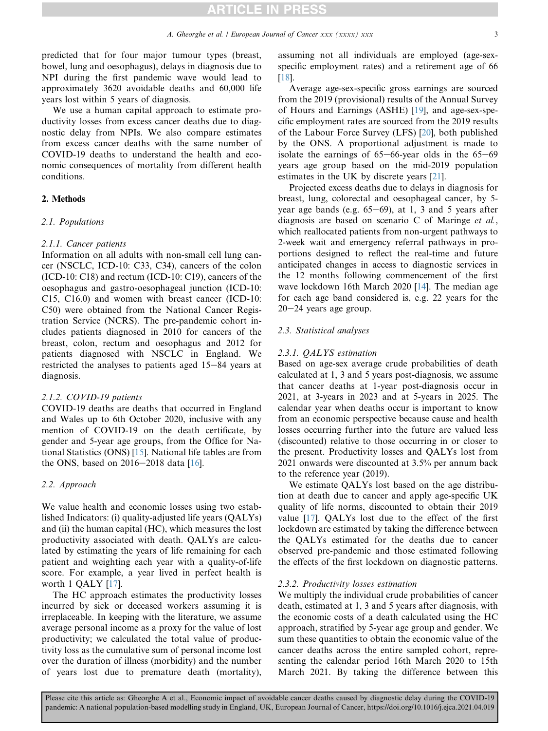predicted that for four major tumour types (breast, bowel, lung and oesophagus), delays in diagnosis due to NPI during the first pandemic wave would lead to approximately 3620 avoidable deaths and 60,000 life years lost within 5 years of diagnosis.

We use a human capital approach to estimate productivity losses from excess cancer deaths due to diagnostic delay from NPIs. We also compare estimates from excess cancer deaths with the same number of COVID-19 deaths to understand the health and economic consequences of mortality from different health conditions.

## 2. Methods

### 2.1. Populations

#### 2.1.1. Cancer patients

Information on all adults with non-small cell lung cancer (NSCLC, ICD-10: C33, C34), cancers of the colon (ICD-10: C18) and rectum (ICD-10: C19), cancers of the oesophagus and gastro-oesophageal junction (ICD-10: C15, C16.0) and women with breast cancer (ICD-10: C50) were obtained from the National Cancer Registration Service (NCRS). The pre-pandemic cohort includes patients diagnosed in 2010 for cancers of the breast, colon, rectum and oesophagus and 2012 for patients diagnosed with NSCLC in England. We restricted the analyses to patients aged 15–84 years at diagnosis.

#### 2.1.2. COVID-19 patients

COVID-19 deaths are deaths that occurred in England and Wales up to 6th October 2020, inclusive with any mention of COVID-19 on the death certificate, by gender and 5-year age groups, from the Office for National Statistics (ONS) [15]. National life tables are from the ONS, based on 2016–2018 data [16].

### 2.2. Approach

We value health and economic losses using two established Indicators: (i) quality-adjusted life years (QALYs) and (ii) the human capital (HC), which measures the lost productivity associated with death. QALYs are calculated by estimating the years of life remaining for each patient and weighting each year with a quality-of-life score. For example, a year lived in perfect health is worth 1 QALY [17].

The HC approach estimates the productivity losses incurred by sick or deceased workers assuming it is irreplaceable. In keeping with the literature, we assume average personal income as a proxy for the value of lost productivity; we calculated the total value of productivity loss as the cumulative sum of personal income lost over the duration of illness (morbidity) and the number of years lost due to premature death (mortality), assuming not all individuals are employed (age-sex-specific employment rates) and a retirement age of 66 [18].

Average age-sex-specific gross earnings are sourced from the 2019 (provisional) results of the Annual Survey of Hours and Earnings (ASHE) [19], and age-sex-specific employment rates are sourced from the 2019 results of the Labour Force Survey (LFS) [20], both published by the ONS. A proportional adjustment is made to isolate the earnings of 65–66-year olds in the 65–69 years age group based on the mid-2019 population estimates in the UK by discrete years [21].

Projected excess deaths due to delays in diagnosis for breast, lung, colorectal and oesophageal cancer, by 5-year age bands (e.g. 65–69), at 1, 3 and 5 years after diagnosis are based on scenario C of Maringe *et al.*, which reallocated patients from non-urgent pathways to 2-week wait and emergency referral pathways in proportions designed to reflect the real-time and future anticipated changes in access to diagnostic services in the 12 months following commencement of the first wave lockdown 16th March 2020 [14]. The median age for each age band considered is, e.g. 22 years for the 20–24 years age group.

### 2.3. Statistical analyses

#### 2.3.1. QALYS estimation

Based on age-sex average crude probabilities of death calculated at 1, 3 and 5 years post-diagnosis, we assume that cancer deaths at 1-year post-diagnosis occur in 2021, at 3-years in 2023 and at 5-years in 2025. The calendar year when deaths occur is important to know from an economic perspective because cause and health losses occurring further into the future are valued less (discounted) relative to those occurring in or closer to the present. Productivity losses and QALYs lost from 2021 onwards were discounted at 3.5% per annum back to the reference year (2019).

We estimate QALYs lost based on the age distribution at death due to cancer and apply age-specific UK quality of life norms, discounted to obtain their 2019 value [17]. QALYs lost due to the effect of the first lockdown are estimated by taking the difference between the QALYs estimated for the deaths due to cancer observed pre-pandemic and those estimated following the effects of the first lockdown on diagnostic patterns.

#### 2.3.2. Productivity losses estimation

We multiply the individual crude probabilities of cancer death, estimated at 1, 3 and 5 years after diagnosis, with the economic costs of a death calculated using the HC approach, stratified by 5-year age group and gender. We sum these quantities to obtain the economic value of the cancer deaths across the entire sampled cohort, representing the calendar period 16th March 2020 to 15th March 2021. By taking the difference between this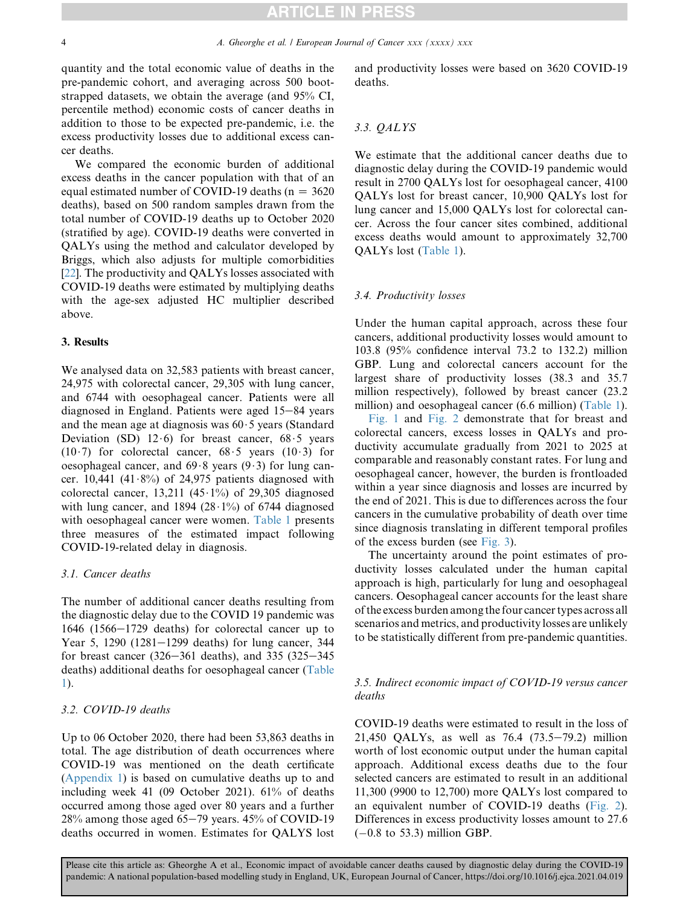quantity and the total economic value of deaths in the pre-pandemic cohort, and averaging across 500 bootstrapped datasets, we obtain the average (and 95% CI, percentile method) economic costs of cancer deaths in addition to those to be expected pre-pandemic, i.e. the excess productivity losses due to additional excess cancer deaths.

We compared the economic burden of additional excess deaths in the cancer population with that of an equal estimated number of COVID-19 deaths (n = 3620 deaths), based on 500 random samples drawn from the total number of COVID-19 deaths up to October 2020 (stratified by age). COVID-19 deaths were converted in QALYs using the method and calculator developed by Briggs, which also adjusts for multiple comorbidities [22]. The productivity and QALYs losses associated with COVID-19 deaths were estimated by multiplying deaths with the age-sex adjusted HC multiplier described above.

## 3. Results

We analysed data on 32,583 patients with breast cancer, 24,975 with colorectal cancer, 29,305 with lung cancer, and 6744 with oesophageal cancer. Patients were all diagnosed in England. Patients were aged 15–84 years and the mean age at diagnosis was 60·5 years (Standard Deviation (SD) 12·6) for breast cancer, 68·5 years (10·7) for colorectal cancer, 68·5 years (10·3) for oesophageal cancer, and 69·8 years (9·3) for lung cancer. 10,441 (41·8%) of 24,975 patients diagnosed with colorectal cancer, 13,211 (45·1%) of 29,305 diagnosed with lung cancer, and 1894 (28·1%) of 6744 diagnosed with oesophageal cancer were women. Table 1 presents three measures of the estimated impact following COVID-19-related delay in diagnosis.

### 3.1. Cancer deaths

The number of additional cancer deaths resulting from the diagnostic delay due to the COVID 19 pandemic was 1646 (1566–1729 deaths) for colorectal cancer up to Year 5, 1290 (1281–1299 deaths) for lung cancer, 344 for breast cancer (326–361 deaths), and 335 (325–345 deaths) additional deaths for oesophageal cancer (Table 1).

### 3.2. COVID-19 deaths

Up to 06 October 2020, there had been 53,863 deaths in total. The age distribution of death occurrences where COVID-19 was mentioned on the death certificate (Appendix 1) is based on cumulative deaths up to and including week 41 (09 October 2021). 61% of deaths occurred among those aged over 80 years and a further 28% among those aged 65–79 years. 45% of COVID-19 deaths occurred in women. Estimates for QALYS lost and productivity losses were based on 3620 COVID-19 deaths.

### 3.3. QALYS

We estimate that the additional cancer deaths due to diagnostic delay during the COVID-19 pandemic would result in 2700 QALYs lost for oesophageal cancer, 4100 QALYs lost for breast cancer, 10,900 QALYs lost for lung cancer and 15,000 QALYs lost for colorectal cancer. Across the four cancer sites combined, additional excess deaths would amount to approximately 32,700 QALYs lost (Table 1).

### 3.4. Productivity losses

Under the human capital approach, across these four cancers, additional productivity losses would amount to 103.8 (95% confidence interval 73.2 to 132.2) million GBP. Lung and colorectal cancers account for the largest share of productivity losses (38.3 and 35.7 million respectively), followed by breast cancer (23.2 million) and oesophageal cancer (6.6 million) (Table 1).

Fig. 1 and Fig. 2 demonstrate that for breast and colorectal cancers, excess losses in QALYs and productivity accumulate gradually from 2021 to 2025 at comparable and reasonably constant rates. For lung and oesophageal cancer, however, the burden is frontloaded within a year since diagnosis and losses are incurred by the end of 2021. This is due to differences across the four cancers in the cumulative probability of death over time since diagnosis translating in different temporal profiles of the excess burden (see Fig. 3).

The uncertainty around the point estimates of productivity losses calculated under the human capital approach is high, particularly for lung and oesophageal cancers. Oesophageal cancer accounts for the least share of the excess burden among the four cancer types across all scenarios and metrics, and productivity losses are unlikely to be statistically different from pre-pandemic quantities.

### 3.5. Indirect economic impact of COVID-19 versus cancer deaths

COVID-19 deaths were estimated to result in the loss of 21,450 QALYs, as well as 76.4 (73.5–79.2) million worth of lost economic output under the human capital approach. Additional excess deaths due to the four selected cancers are estimated to result in an additional 11,300 (9900 to 12,700) more QALYs lost compared to an equivalent number of COVID-19 deaths (Fig. 2). Differences in excess productivity losses amount to 27.6 (−0.8 to 53.3) million GBP.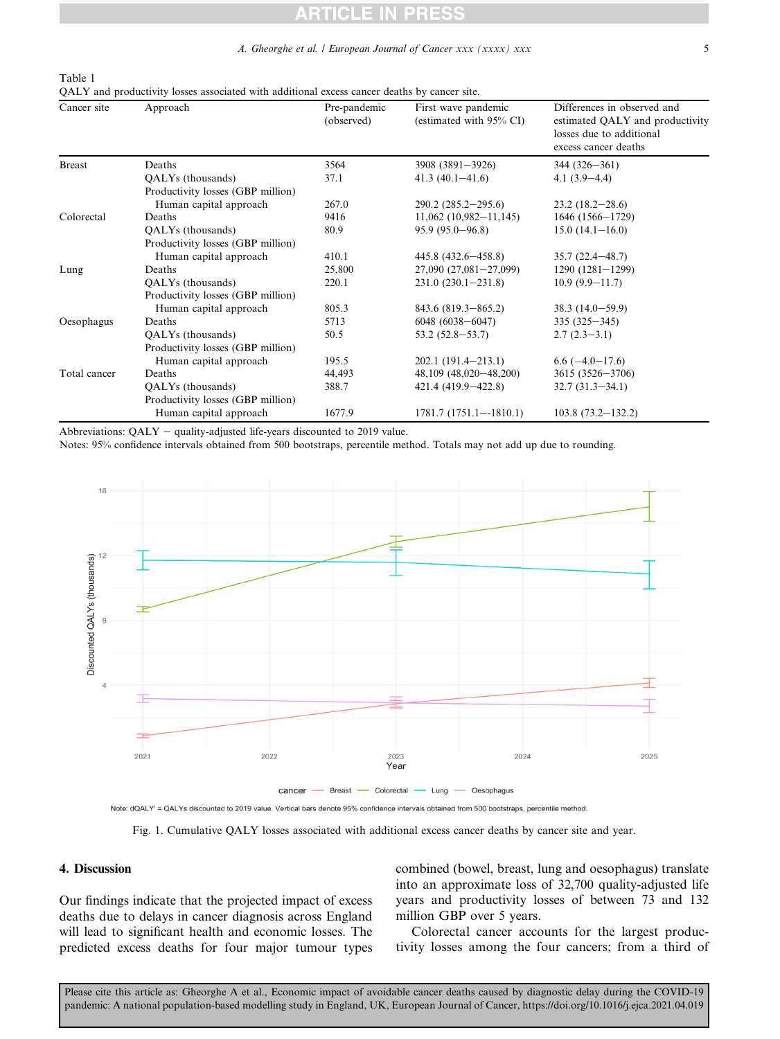Table 1
QALY and productivity losses associated with additional excess cancer deaths by cancer site.

| Cancer site | Approach | Pre-pandemic (observed) | First wave pandemic (estimated with 95% CI) | Differences in observed and estimated QALY and productivity losses due to additional excess cancer deaths |
|---|---|---|---|---|
| Breast | Deaths | 3564 | 3908 (3891–3926) | 344 (326–361) |
| | QALYs (thousands) | 37.1 | 41.3 (40.1–41.6) | 4.1 (3.9–4.4) |
| | Productivity losses (GBP million) | | | |
| | Human capital approach | 267.0 | 290.2 (285.2–295.6) | 23.2 (18.2–28.6) |
| Colorectal | Deaths | 9416 | 11,062 (10,982–11,145) | 1646 (1566–1729) |
| | QALYs (thousands) | 80.9 | 95.9 (95.0–96.8) | 15.0 (14.1–16.0) |
| | Productivity losses (GBP million) | | | |
| | Human capital approach | 410.1 | 445.8 (432.6–458.8) | 35.7 (22.4–48.7) |
| Lung | Deaths | 25,800 | 27,090 (27,081–27,099) | 1290 (1281–1299) |
| | QALYs (thousands) | 220.1 | 231.0 (230.1–231.8) | 10.9 (9.9–11.7) |
| | Productivity losses (GBP million) | | | |
| | Human capital approach | 805.3 | 843.6 (819.3–865.2) | 38.3 (14.0–59.9) |
| Oesophagus | Deaths | 5713 | 6048 (6038–6047) | 335 (325–345) |
| | QALYs (thousands) | 50.5 | 53.2 (52.8–53.7) | 2.7 (2.3–3.1) |
| | Productivity losses (GBP million) | | | |
| | Human capital approach | 195.5 | 202.1 (191.4–213.1) | 6.6 (−4.0–17.6) |
| Total cancer | Deaths | 44,493 | 48,109 (48,020–48,200) | 3615 (3526–3706) |
| | QALYs (thousands) | 388.7 | 421.4 (419.9–422.8) | 32.7 (31.3–34.1) |
| | Productivity losses (GBP million) | | | |
| | Human capital approach | 1677.9 | 1781.7 (1751.1–-1810.1) | 103.8 (73.2–132.2) |

Abbreviations: QALY − quality-adjusted life-years discounted to 2019 value.
Notes: 95% confidence intervals obtained from 500 bootstraps, percentile method. Totals may not add up due to rounding.

Note: dQALY' = QALYs discounted to 2019 value. Vertical bars denote 95% confidence intervals obtained from 500 bootstraps, percentile method.

Fig. 1. Cumulative QALY losses associated with additional excess cancer deaths by cancer site and year.

## 4. Discussion

Our findings indicate that the projected impact of excess deaths due to delays in cancer diagnosis across England will lead to significant health and economic losses. The predicted excess deaths for four major tumour types combined (bowel, breast, lung and oesophagus) translate into an approximate loss of 32,700 quality-adjusted life years and productivity losses of between 73 and 132 million GBP over 5 years.

Colorectal cancer accounts for the largest productivity losses among the four cancers; from a third of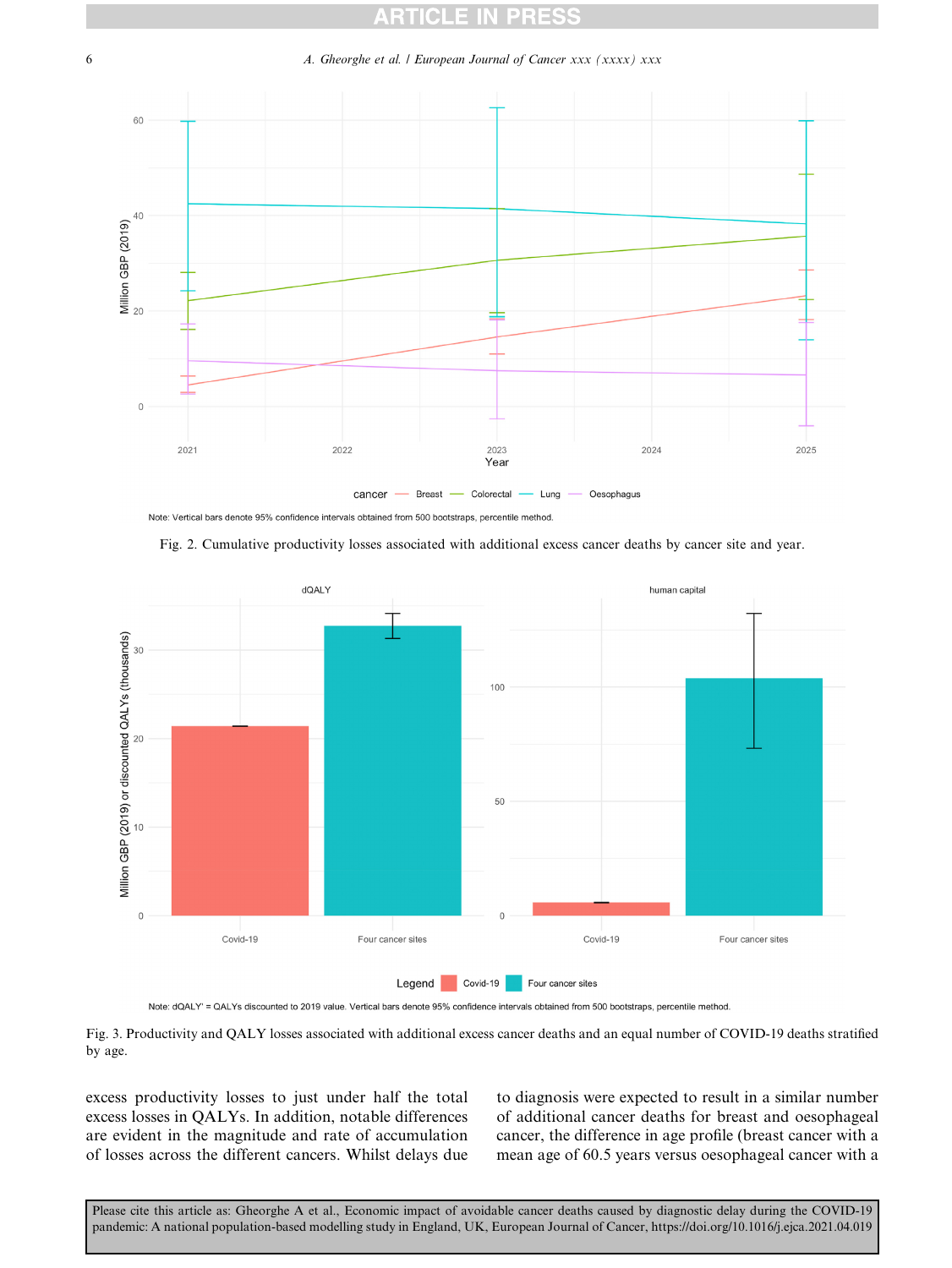Fig. 2. Cumulative productivity losses associated with additional excess cancer deaths by cancer site and year.

Fig. 3. Productivity and QALY losses associated with additional excess cancer deaths and an equal number of COVID-19 deaths stratified by age.

excess productivity losses to just under half the total excess losses in QALYs. In addition, notable differences are evident in the magnitude and rate of accumulation of losses across the different cancers. Whilst delays due to diagnosis were expected to result in a similar number of additional cancer deaths for breast and oesophageal cancer, the difference in age profile (breast cancer with a mean age of 60.5 years versus oesophageal cancer with a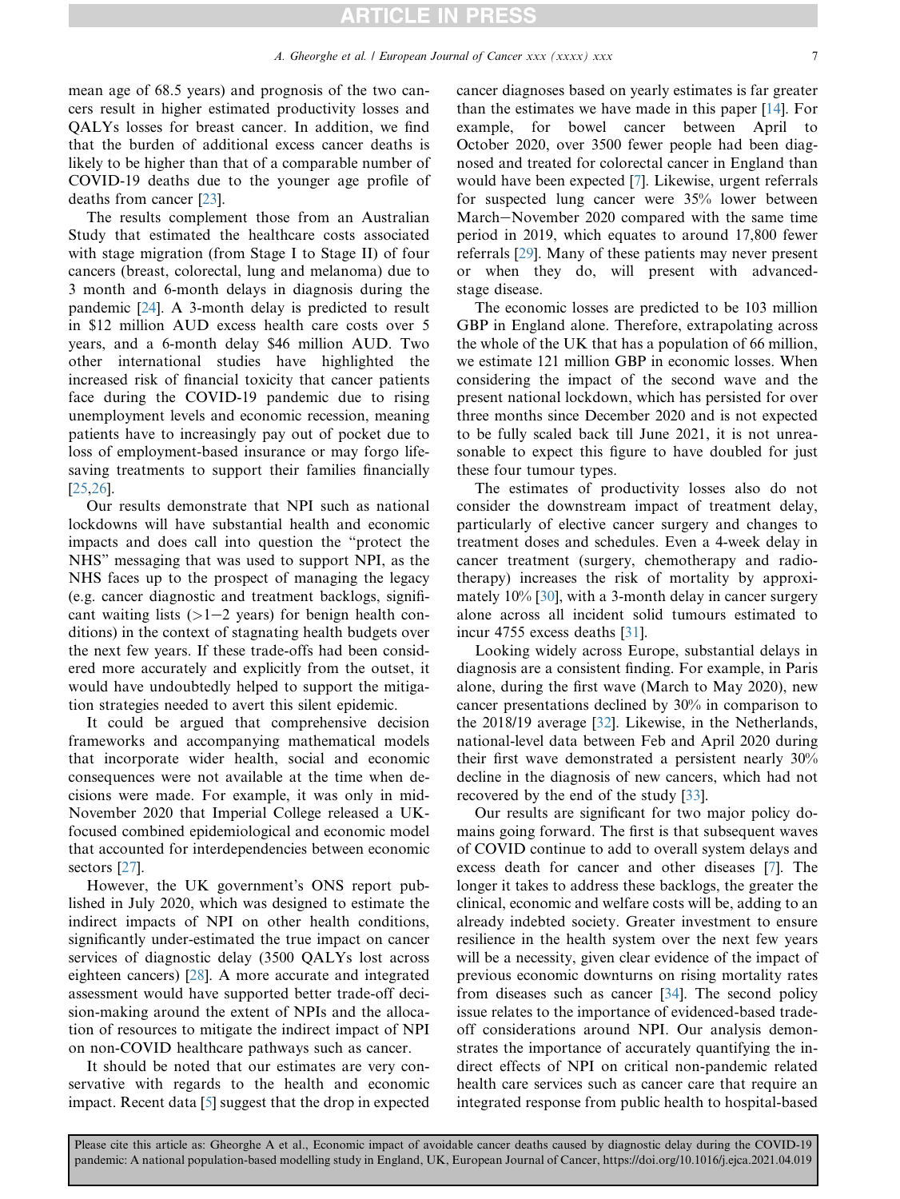mean age of 68.5 years) and prognosis of the two cancers result in higher estimated productivity losses and QALYs losses for breast cancer. In addition, we find that the burden of additional excess cancer deaths is likely to be higher than that of a comparable number of COVID-19 deaths due to the younger age profile of deaths from cancer [23].

The results complement those from an Australian Study that estimated the healthcare costs associated with stage migration (from Stage I to Stage II) of four cancers (breast, colorectal, lung and melanoma) due to 3 month and 6-month delays in diagnosis during the pandemic [24]. A 3-month delay is predicted to result in \$12 million AUD excess health care costs over 5 years, and a 6-month delay \$46 million AUD. Two other international studies have highlighted the increased risk of financial toxicity that cancer patients face during the COVID-19 pandemic due to rising unemployment levels and economic recession, meaning patients have to increasingly pay out of pocket due to loss of employment-based insurance or may forgo life-saving treatments to support their families financially [25,26].

Our results demonstrate that NPI such as national lockdowns will have substantial health and economic impacts and does call into question the "protect the NHS" messaging that was used to support NPI, as the NHS faces up to the prospect of managing the legacy (e.g. cancer diagnostic and treatment backlogs, significant waiting lists (>1−2 years) for benign health conditions) in the context of stagnating health budgets over the next few years. If these trade-offs had been considered more accurately and explicitly from the outset, it would have undoubtedly helped to support the mitigation strategies needed to avert this silent epidemic.

It could be argued that comprehensive decision frameworks and accompanying mathematical models that incorporate wider health, social and economic consequences were not available at the time when decisions were made. For example, it was only in mid-November 2020 that Imperial College released a UK-focused combined epidemiological and economic model that accounted for interdependencies between economic sectors [27].

However, the UK government's ONS report published in July 2020, which was designed to estimate the indirect impacts of NPI on other health conditions, significantly under-estimated the true impact on cancer services of diagnostic delay (3500 QALYs lost across eighteen cancers) [28]. A more accurate and integrated assessment would have supported better trade-off decision-making around the extent of NPIs and the allocation of resources to mitigate the indirect impact of NPI on non-COVID healthcare pathways such as cancer.

It should be noted that our estimates are very conservative with regards to the health and economic impact. Recent data [5] suggest that the drop in expected cancer diagnoses based on yearly estimates is far greater than the estimates we have made in this paper [14]. For example, for bowel cancer between April to October 2020, over 3500 fewer people had been diagnosed and treated for colorectal cancer in England than would have been expected [7]. Likewise, urgent referrals for suspected lung cancer were 35% lower between March−November 2020 compared with the same time period in 2019, which equates to around 17,800 fewer referrals [29]. Many of these patients may never present or when they do, will present with advanced-stage disease.

The economic losses are predicted to be 103 million GBP in England alone. Therefore, extrapolating across the whole of the UK that has a population of 66 million, we estimate 121 million GBP in economic losses. When considering the impact of the second wave and the present national lockdown, which has persisted for over three months since December 2020 and is not expected to be fully scaled back till June 2021, it is not unreasonable to expect this figure to have doubled for just these four tumour types.

The estimates of productivity losses also do not consider the downstream impact of treatment delay, particularly of elective cancer surgery and changes to treatment doses and schedules. Even a 4-week delay in cancer treatment (surgery, chemotherapy and radiotherapy) increases the risk of mortality by approximately 10% [30], with a 3-month delay in cancer surgery alone across all incident solid tumours estimated to incur 4755 excess deaths [31].

Looking widely across Europe, substantial delays in diagnosis are a consistent finding. For example, in Paris alone, during the first wave (March to May 2020), new cancer presentations declined by 30% in comparison to the 2018/19 average [32]. Likewise, in the Netherlands, national-level data between Feb and April 2020 during their first wave demonstrated a persistent nearly 30% decline in the diagnosis of new cancers, which had not recovered by the end of the study [33].

Our results are significant for two major policy domains going forward. The first is that subsequent waves of COVID continue to add to overall system delays and excess death for cancer and other diseases [7]. The longer it takes to address these backlogs, the greater the clinical, economic and welfare costs will be, adding to an already indebted society. Greater investment to ensure resilience in the health system over the next few years will be a necessity, given clear evidence of the impact of previous economic downturns on rising mortality rates from diseases such as cancer [34]. The second policy issue relates to the importance of evidenced-based trade-off considerations around NPI. Our analysis demonstrates the importance of accurately quantifying the indirect effects of NPI on critical non-pandemic related health care services such as cancer care that require an integrated response from public health to hospital-based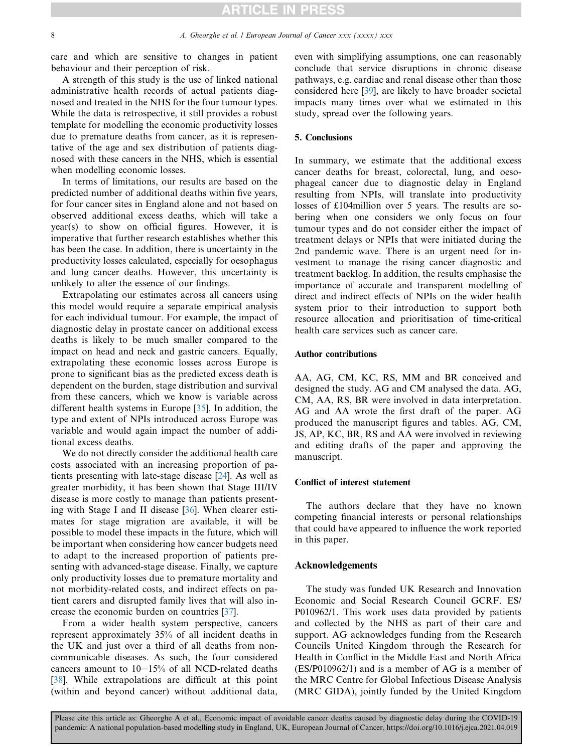care and which are sensitive to changes in patient behaviour and their perception of risk.

A strength of this study is the use of linked national administrative health records of actual patients diagnosed and treated in the NHS for the four tumour types. While the data is retrospective, it still provides a robust template for modelling the economic productivity losses due to premature deaths from cancer, as it is representative of the age and sex distribution of patients diagnosed with these cancers in the NHS, which is essential when modelling economic losses.

In terms of limitations, our results are based on the predicted number of additional deaths within five years, for four cancer sites in England alone and not based on observed additional excess deaths, which will take a year(s) to show on official figures. However, it is imperative that further research establishes whether this has been the case. In addition, there is uncertainty in the productivity losses calculated, especially for oesophagus and lung cancer deaths. However, this uncertainty is unlikely to alter the essence of our findings.

Extrapolating our estimates across all cancers using this model would require a separate empirical analysis for each individual tumour. For example, the impact of diagnostic delay in prostate cancer on additional excess deaths is likely to be much smaller compared to the impact on head and neck and gastric cancers. Equally, extrapolating these economic losses across Europe is prone to significant bias as the predicted excess death is dependent on the burden, stage distribution and survival from these cancers, which we know is variable across different health systems in Europe [35]. In addition, the type and extent of NPIs introduced across Europe was variable and would again impact the number of additional excess deaths.

We do not directly consider the additional health care costs associated with an increasing proportion of patients presenting with late-stage disease [24]. As well as greater morbidity, it has been shown that Stage III/IV disease is more costly to manage than patients presenting with Stage I and II disease [36]. When clearer estimates for stage migration are available, it will be possible to model these impacts in the future, which will be important when considering how cancer budgets need to adapt to the increased proportion of patients presenting with advanced-stage disease. Finally, we capture only productivity losses due to premature mortality and not morbidity-related costs, and indirect effects on patient carers and disrupted family lives that will also increase the economic burden on countries [37].

From a wider health system perspective, cancers represent approximately 35% of all incident deaths in the UK and just over a third of all deaths from non-communicable diseases. As such, the four considered cancers amount to 10–15% of all NCD-related deaths [38]. While extrapolations are difficult at this point (within and beyond cancer) without additional data, even with simplifying assumptions, one can reasonably conclude that service disruptions in chronic disease pathways, e.g. cardiac and renal disease other than those considered here [39], are likely to have broader societal impacts many times over what we estimated in this study, spread over the following years.

## 5. Conclusions

In summary, we estimate that the additional excess cancer deaths for breast, colorectal, lung, and oesophageal cancer due to diagnostic delay in England resulting from NPIs, will translate into productivity losses of £104million over 5 years. The results are sobering when one considers we only focus on four tumour types and do not consider either the impact of treatment delays or NPIs that were initiated during the 2nd pandemic wave. There is an urgent need for investment to manage the rising cancer diagnostic and treatment backlog. In addition, the results emphasise the importance of accurate and transparent modelling of direct and indirect effects of NPIs on the wider health system prior to their introduction to support both resource allocation and prioritisation of time-critical health care services such as cancer care.

## Author contributions

AA, AG, CM, KC, RS, MM and BR conceived and designed the study. AG and CM analysed the data. AG, CM, AA, RS, BR were involved in data interpretation. AG and AA wrote the first draft of the paper. AG produced the manuscript figures and tables. AG, CM, JS, AP, KC, BR, RS and AA were involved in reviewing and editing drafts of the paper and approving the manuscript.

## Conflict of interest statement

The authors declare that they have no known competing financial interests or personal relationships that could have appeared to influence the work reported in this paper.

## Acknowledgements

The study was funded UK Research and Innovation Economic and Social Research Council GCRF. ES/P010962/1. This work uses data provided by patients and collected by the NHS as part of their care and support. AG acknowledges funding from the Research Councils United Kingdom through the Research for Health in Conflict in the Middle East and North Africa (ES/P010962/1) and is a member of AG is a member of the MRC Centre for Global Infectious Disease Analysis (MRC GIDA), jointly funded by the United Kingdom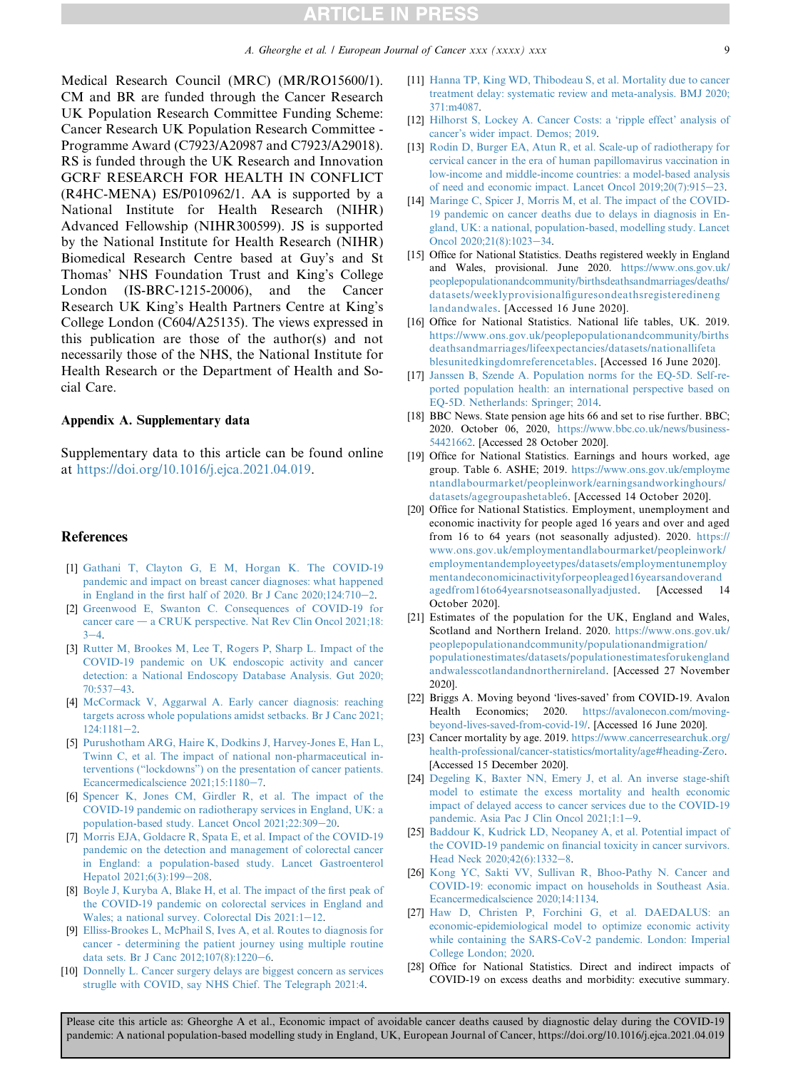Medical Research Council (MRC) (MR/RO15600/1). CM and BR are funded through the Cancer Research UK Population Research Committee Funding Scheme: Cancer Research UK Population Research Committee - Programme Award (C7923/A20987 and C7923/A29018). RS is funded through the UK Research and Innovation GCRF RESEARCH FOR HEALTH IN CONFLICT (R4HC-MENA) ES/P010962/1. AA is supported by a National Institute for Health Research (NIHR) Advanced Fellowship (NIHR300599). JS is supported by the National Institute for Health Research (NIHR) Biomedical Research Centre based at Guy's and St Thomas' NHS Foundation Trust and King's College London (IS-BRC-1215-20006), and the Cancer Research UK King's Health Partners Centre at King's College London (C604/A25135). The views expressed in this publication are those of the author(s) and not necessarily those of the NHS, the National Institute for Health Research or the Department of Health and Social Care.

### Appendix A. Supplementary data

Supplementary data to this article can be found online at https://doi.org/10.1016/j.ejca.2021.04.019.

## References

[1] Gathani T, Clayton G, E M, Horgan K. The COVID-19 pandemic and impact on breast cancer diagnoses: what happened in England in the first half of 2020. Br J Canc 2020;124:710–2.

[2] Greenwood E, Swanton C. Consequences of COVID-19 for cancer care — a CRUK perspective. Nat Rev Clin Oncol 2021;18:3–4.

[3] Rutter M, Brookes M, Lee T, Rogers P, Sharp L. Impact of the COVID-19 pandemic on UK endoscopic activity and cancer detection: a National Endoscopy Database Analysis. Gut 2020;70:537–43.

[4] McCormack V, Aggarwal A. Early cancer diagnosis: reaching targets across whole populations amidst setbacks. Br J Canc 2021;124:1181–2.

[5] Purushotham ARG, Haire K, Dodkins J, Harvey-Jones E, Han L, Twinn C, et al. The impact of national non-pharmaceutical interventions ("lockdowns") on the presentation of cancer patients. Ecancermedicalscience 2021;15:1180–7.

[6] Spencer K, Jones CM, Girdler R, et al. The impact of the COVID-19 pandemic on radiotherapy services in England, UK: a population-based study. Lancet Oncol 2021;22:309–20.

[7] Morris EJA, Goldacre R, Spata E, et al. Impact of the COVID-19 pandemic on the detection and management of colorectal cancer in England: a population-based study. Lancet Gastroenterol Hepatol 2021;6(3):199–208.

[8] Boyle J, Kuryba A, Blake H, et al. The impact of the first peak of the COVID-19 pandemic on colorectal services in England and Wales; a national survey. Colorectal Dis 2021:1–12.

[9] Elliss-Brookes L, McPhail S, Ives A, et al. Routes to diagnosis for cancer - determining the patient journey using multiple routine data sets. Br J Canc 2012;107(8):1220–6.

[10] Donnelly L. Cancer surgery delays are biggest concern as services struggle with COVID, say NHS Chief. The Telegraph 2021:4.

[11] Hanna TP, King WD, Thibodeau S, et al. Mortality due to cancer treatment delay: systematic review and meta-analysis. BMJ 2020;371:m4087.

[12] Hilhorst S, Lockey A. Cancer Costs: a 'ripple effect' analysis of cancer's wider impact. Demos; 2019.

[13] Rodin D, Burger EA, Atun R, et al. Scale-up of radiotherapy for cervical cancer in the era of human papillomavirus vaccination in low-income and middle-income countries: a model-based analysis of need and economic impact. Lancet Oncol 2019;20(7):915–23.

[14] Maringe C, Spicer J, Morris M, et al. The impact of the COVID-19 pandemic on cancer deaths due to delays in diagnosis in England, UK: a national, population-based, modelling study. Lancet Oncol 2020;21(8):1023–34.

[15] Office for National Statistics. Deaths registered weekly in England and Wales, provisional. June 2020. https://www.ons.gov.uk/peoplepopulationandcommunity/birthsdeathsandmarriages/deaths/datasets/weeklyprovisionalfiguresondeathsregisteredinenglandandwales. [Accessed 16 June 2020].

[16] Office for National Statistics. National life tables, UK. 2019. https://www.ons.gov.uk/peoplepopulationandcommunity/birthsdeathsandmarriages/lifeexpectancies/datasets/nationallifetablesunitedkingdomreferencetables. [Accessed 16 June 2020].

[17] Janssen B, Szende A. Population norms for the EQ-5D. Self-reported population health: an international perspective based on EQ-5D. Netherlands: Springer; 2014.

[18] BBC News. State pension age hits 66 and set to rise further. BBC; 2020. October 06, 2020, https://www.bbc.co.uk/news/business-54421662. [Accessed 28 October 2020].

[19] Office for National Statistics. Earnings and hours worked, age group. Table 6. ASHE; 2019. https://www.ons.gov.uk/employmentandlabourmarket/peopleinwork/earningsandworkinghours/datasets/agegroupashetable6. [Accessed 14 October 2020].

[20] Office for National Statistics. Employment, unemployment and economic inactivity for people aged 16 years and over and aged from 16 to 64 years (not seasonally adjusted). 2020. https://www.ons.gov.uk/employmentandlabourmarket/peopleinwork/employmentandemployeetypes/datasets/employmentunemploymentandeconomicinactivityforpeopleaged16yearsandoverandagedfrom16to64yearsnotseasonallyadjusted. [Accessed 14 October 2020].

[21] Estimates of the population for the UK, England and Wales, Scotland and Northern Ireland. 2020. https://www.ons.gov.uk/peoplepopulationandcommunity/populationandmigration/populationestimates/datasets/populationestimatesforukenglandandwalesscotlandandnorthernireland. [Accessed 27 November 2020].

[22] Briggs A. Moving beyond 'lives-saved' from COVID-19. Avalon Health Economics; 2020. https://avalonecon.com/moving-beyond-lives-saved-from-covid-19/. [Accessed 16 June 2020].

[23] Cancer mortality by age. 2019. https://www.cancerresearchuk.org/health-professional/cancer-statistics/mortality/age#heading-Zero. [Accessed 15 December 2020].

[24] Degeling K, Baxter NN, Emery J, et al. An inverse stage-shift model to estimate the excess mortality and health economic impact of delayed access to cancer services due to the COVID-19 pandemic. Asia Pac J Clin Oncol 2021;1:1–9.

[25] Baddour K, Kudrick LD, Neopaney A, et al. Potential impact of the COVID-19 pandemic on financial toxicity in cancer survivors. Head Neck 2020;42(6):1332–8.

[26] Kong YC, Sakti VV, Sullivan R, Bhoo-Pathy N. Cancer and COVID-19: economic impact on households in Southeast Asia. Ecancermedicalscience 2020;14:1134.

[27] Haw D, Christen P, Forchini G, et al. DAEDALUS: an economic-epidemiological model to optimize economic activity while containing the SARS-CoV-2 pandemic. London: Imperial College London; 2020.

[28] Office for National Statistics. Direct and indirect impacts of COVID-19 on excess deaths and morbidity: executive summary.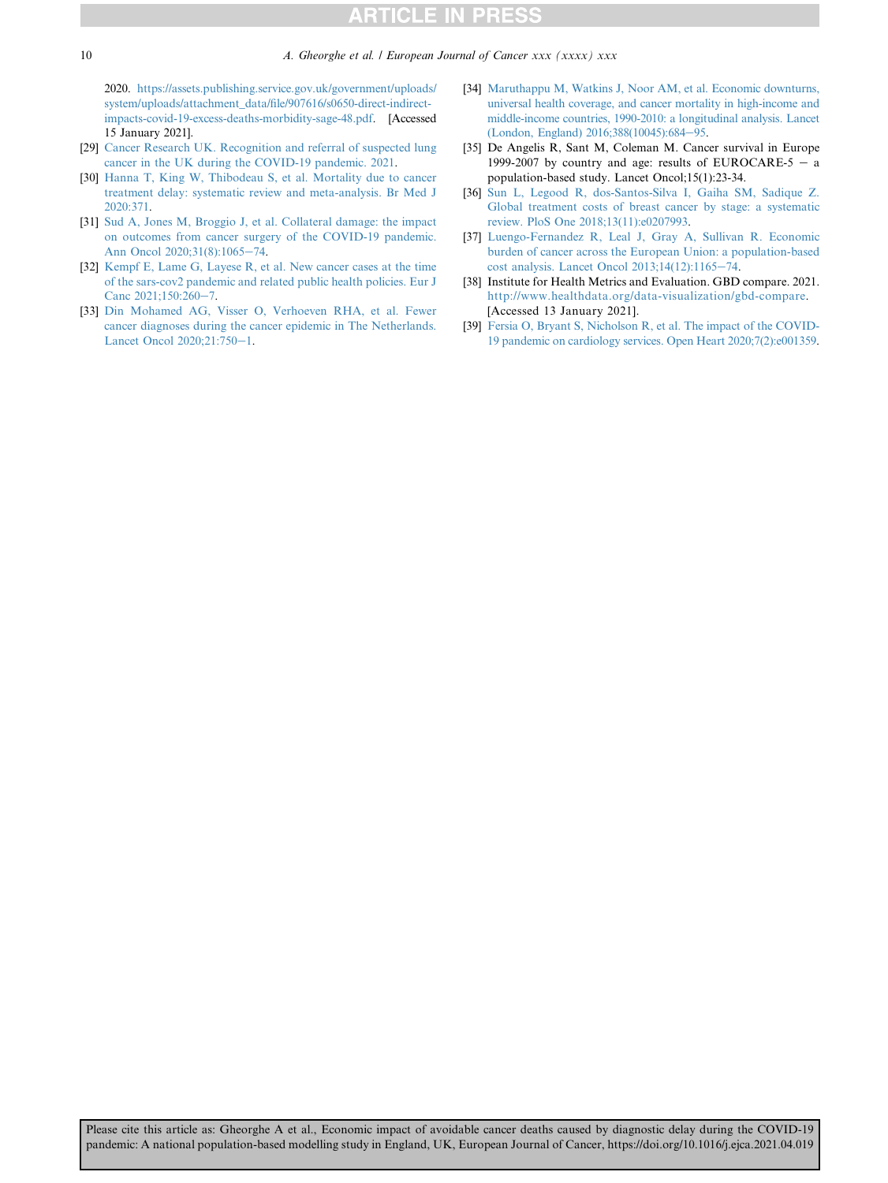2020. https://assets.publishing.service.gov.uk/government/uploads/system/uploads/attachment_data/file/907616/s0650-direct-indirect-impacts-covid-19-excess-deaths-morbidity-sage-48.pdf. [Accessed 15 January 2021].

[29] Cancer Research UK. Recognition and referral of suspected lung cancer in the UK during the COVID-19 pandemic. 2021.

[30] Hanna T, King W, Thibodeau S, et al. Mortality due to cancer treatment delay: systematic review and meta-analysis. Br Med J 2020:371.

[31] Sud A, Jones M, Broggio J, et al. Collateral damage: the impact on outcomes from cancer surgery of the COVID-19 pandemic. Ann Oncol 2020;31(8):1065–74.

[32] Kempf E, Lame G, Layese R, et al. New cancer cases at the time of the sars-cov2 pandemic and related public health policies. Eur J Canc 2021;150:260–7.

[33] Din Mohamed AG, Visser O, Verhoeven RHA, et al. Fewer cancer diagnoses during the cancer epidemic in The Netherlands. Lancet Oncol 2020;21:750–1.

[34] Maruthappu M, Watkins J, Noor AM, et al. Economic downturns, universal health coverage, and cancer mortality in high-income and middle-income countries, 1990-2010: a longitudinal analysis. Lancet (London, England) 2016;388(10045):684–95.

[35] De Angelis R, Sant M, Coleman M. Cancer survival in Europe 1999-2007 by country and age: results of EUROCARE-5 – a population-based study. Lancet Oncol;15(1):23-34.

[36] Sun L, Legood R, dos-Santos-Silva I, Gaiha SM, Sadique Z. Global treatment costs of breast cancer by stage: a systematic review. PloS One 2018;13(11):e0207993.

[37] Luengo-Fernandez R, Leal J, Gray A, Sullivan R. Economic burden of cancer across the European Union: a population-based cost analysis. Lancet Oncol 2013;14(12):1165–74.

[38] Institute for Health Metrics and Evaluation. GBD compare. 2021. http://www.healthdata.org/data-visualization/gbd-compare. [Accessed 13 January 2021].

[39] Fersia O, Bryant S, Nicholson R, et al. The impact of the COVID-19 pandemic on cardiology services. Open Heart 2020;7(2):e001359.